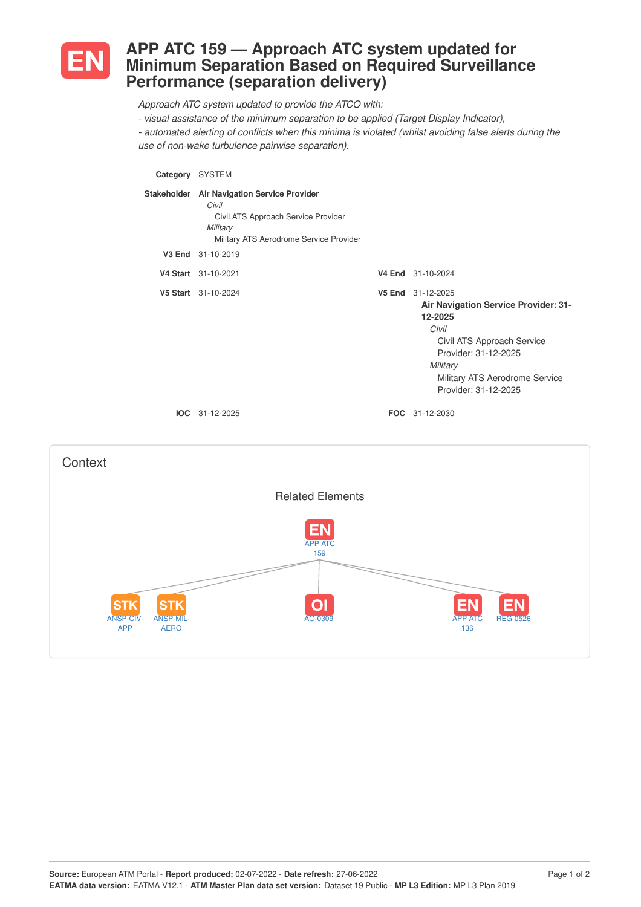# EN APP ATC 159 — Approach ATC system updated for Minimum Separation Based on Required Surveillance Performance (separation delivery)

*Approach ATC system updated to provide the ATCO with:*
*- visual assistance of the minimum separation to be applied (Target Display Indicator),*
*- automated alerting of conflicts when this minima is violated (whilst avoiding false alerts during the use of non-wake turbulence pairwise separation).*

**Category** SYSTEM

**Stakeholder** **Air Navigation Service Provider**
*Civil*
Civil ATS Approach Service Provider
*Military*
Military ATS Aerodrome Service Provider

**V3 End** 31-10-2019

**V4 Start** 31-10-2021

**V4 End** 31-10-2024

**V5 Start** 31-10-2024

**V5 End** 31-12-2025
**Air Navigation Service Provider: 31-12-2025**
*Civil*
Civil ATS Approach Service Provider: 31-12-2025
*Military*
Military ATS Aerodrome Service Provider: 31-12-2025

**IOC** 31-12-2025

**FOC** 31-12-2030

## Context

Related Elements

EN APP ATC 159

STK ANSP-CIV-APP
STK ANSP-MIL-AERO
OI AO-0309
EN APP ATC 136
EN REG-0526

**Source:** European ATM Portal - **Report produced:** 02-07-2022 - **Date refresh:** 27-06-2022
**EATMA data version:** EATMA V12.1 - **ATM Master Plan data set version:** Dataset 19 Public - **MP L3 Edition:** MP L3 Plan 2019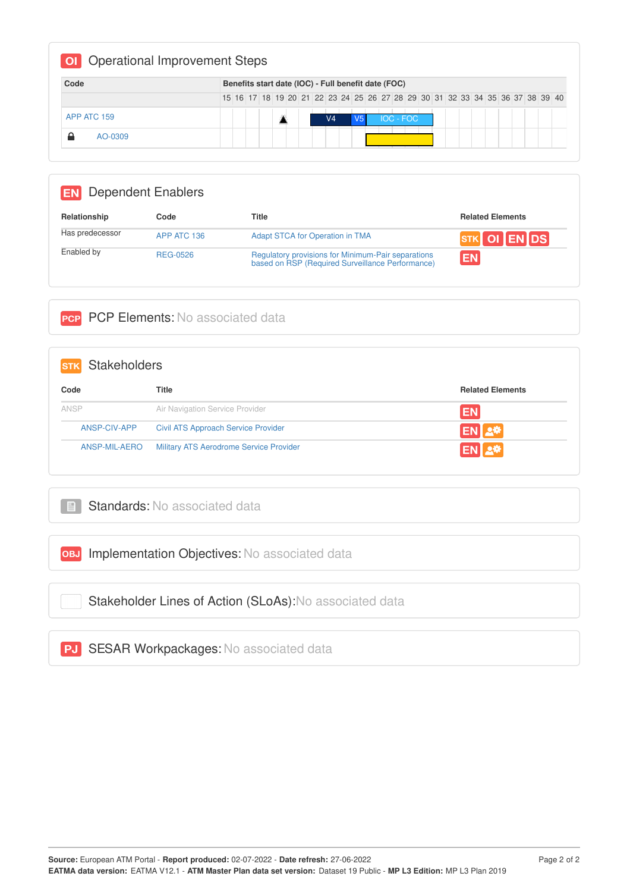## OI Operational Improvement Steps

| Code | Benefits start date (IOC) - Full benefit date (FOC) |
| --- | --- |
| | 15 16 17 18 19 20 21 22 23 24 25 26 27 28 29 30 31 32 33 34 35 36 37 38 39 40 |
| APP ATC 159 | V4 V5 IOC - FOC |
| AO-0309 | |

## EN Dependent Enablers

| Relationship | Code | Title | Related Elements |
| --- | --- | --- | --- |
| Has predecessor | APP ATC 136 | Adapt STCA for Operation in TMA | STK OI EN DS |
| Enabled by | REG-0526 | Regulatory provisions for Minimum-Pair separations based on RSP (Required Surveillance Performance) | EN |

## PCP PCP Elements: No associated data

## STK Stakeholders

| Code | Title | Related Elements |
| --- | --- | --- |
| ANSP | Air Navigation Service Provider | EN |
| ANSP-CIV-APP | Civil ATS Approach Service Provider | EN |
| ANSP-MIL-AERO | Military ATS Aerodrome Service Provider | EN |

## Standards: No associated data

## OBJ Implementation Objectives: No associated data

## Stakeholder Lines of Action (SLoAs): No associated data

## PJ SESAR Workpackages: No associated data

**Source:** European ATM Portal - **Report produced:** 02-07-2022 - **Date refresh:** 27-06-2022
**EATMA data version:** EATMA V12.1 - **ATM Master Plan data set version:** Dataset 19 Public - **MP L3 Edition:** MP L3 Plan 2019